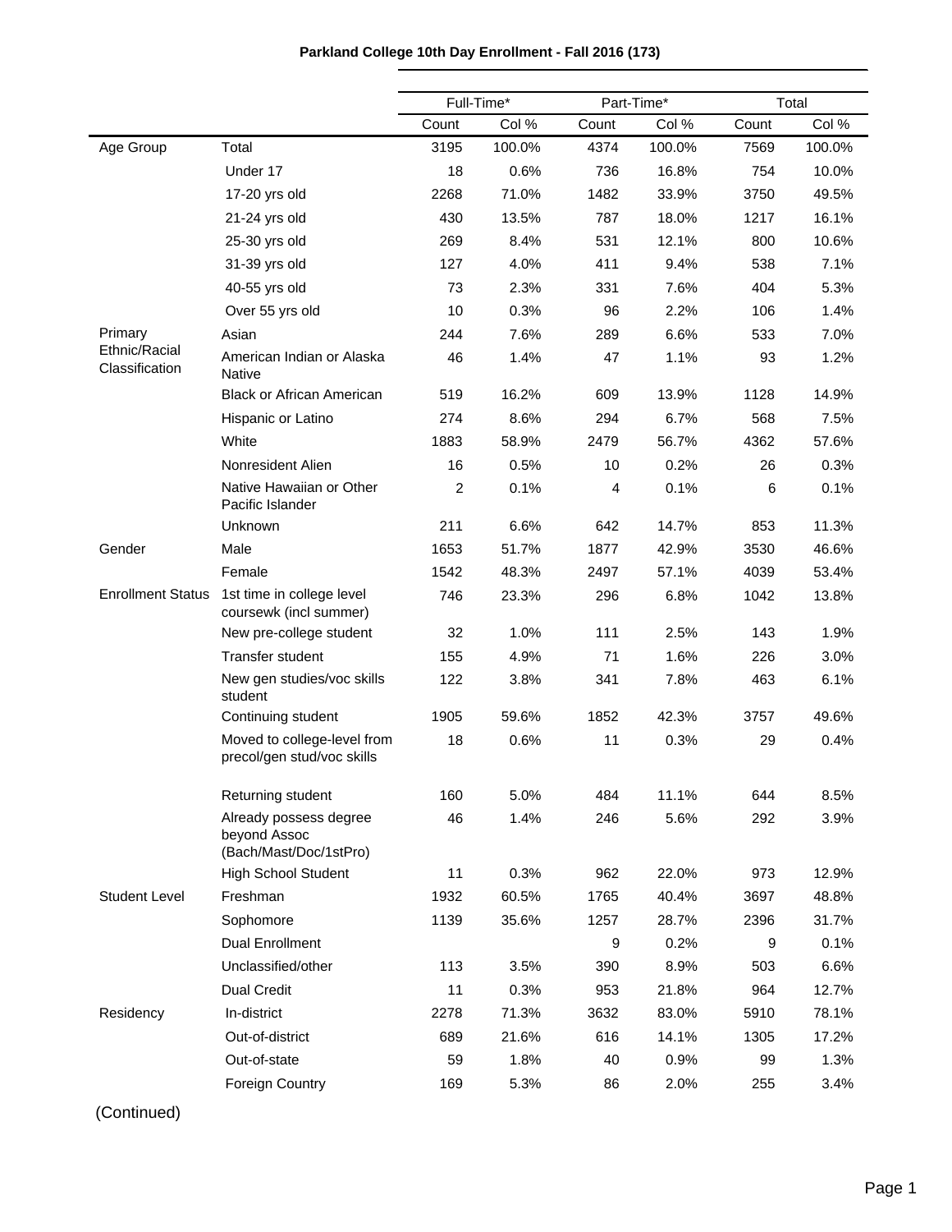**Parkland College 10th Day Enrollment - Fall 2016 (173)**

| | | Full-Time* | | Part-Time* | | Total | |
|---|---|---|---|---|---|---|---|
| | | Count | Col % | Count | Col % | Count | Col % |
| Age Group | Total | 3195 | 100.0% | 4374 | 100.0% | 7569 | 100.0% |
| | Under 17 | 18 | 0.6% | 736 | 16.8% | 754 | 10.0% |
| | 17-20 yrs old | 2268 | 71.0% | 1482 | 33.9% | 3750 | 49.5% |
| | 21-24 yrs old | 430 | 13.5% | 787 | 18.0% | 1217 | 16.1% |
| | 25-30 yrs old | 269 | 8.4% | 531 | 12.1% | 800 | 10.6% |
| | 31-39 yrs old | 127 | 4.0% | 411 | 9.4% | 538 | 7.1% |
| | 40-55 yrs old | 73 | 2.3% | 331 | 7.6% | 404 | 5.3% |
| | Over 55 yrs old | 10 | 0.3% | 96 | 2.2% | 106 | 1.4% |
| Primary Ethnic/Racial Classification | Asian | 244 | 7.6% | 289 | 6.6% | 533 | 7.0% |
| | American Indian or Alaska Native | 46 | 1.4% | 47 | 1.1% | 93 | 1.2% |
| | Black or African American | 519 | 16.2% | 609 | 13.9% | 1128 | 14.9% |
| | Hispanic or Latino | 274 | 8.6% | 294 | 6.7% | 568 | 7.5% |
| | White | 1883 | 58.9% | 2479 | 56.7% | 4362 | 57.6% |
| | Nonresident Alien | 16 | 0.5% | 10 | 0.2% | 26 | 0.3% |
| | Native Hawaiian or Other Pacific Islander | 2 | 0.1% | 4 | 0.1% | 6 | 0.1% |
| | Unknown | 211 | 6.6% | 642 | 14.7% | 853 | 11.3% |
| Gender | Male | 1653 | 51.7% | 1877 | 42.9% | 3530 | 46.6% |
| | Female | 1542 | 48.3% | 2497 | 57.1% | 4039 | 53.4% |
| Enrollment Status | 1st time in college level coursewk (incl summer) | 746 | 23.3% | 296 | 6.8% | 1042 | 13.8% |
| | New pre-college student | 32 | 1.0% | 111 | 2.5% | 143 | 1.9% |
| | Transfer student | 155 | 4.9% | 71 | 1.6% | 226 | 3.0% |
| | New gen studies/voc skills student | 122 | 3.8% | 341 | 7.8% | 463 | 6.1% |
| | Continuing student | 1905 | 59.6% | 1852 | 42.3% | 3757 | 49.6% |
| | Moved to college-level from precol/gen stud/voc skills | 18 | 0.6% | 11 | 0.3% | 29 | 0.4% |
| | Returning student | 160 | 5.0% | 484 | 11.1% | 644 | 8.5% |
| | Already possess degree beyond Assoc (Bach/Mast/Doc/1stPro) | 46 | 1.4% | 246 | 5.6% | 292 | 3.9% |
| | High School Student | 11 | 0.3% | 962 | 22.0% | 973 | 12.9% |
| Student Level | Freshman | 1932 | 60.5% | 1765 | 40.4% | 3697 | 48.8% |
| | Sophomore | 1139 | 35.6% | 1257 | 28.7% | 2396 | 31.7% |
| | Dual Enrollment | | | 9 | 0.2% | 9 | 0.1% |
| | Unclassified/other | 113 | 3.5% | 390 | 8.9% | 503 | 6.6% |
| | Dual Credit | 11 | 0.3% | 953 | 21.8% | 964 | 12.7% |
| Residency | In-district | 2278 | 71.3% | 3632 | 83.0% | 5910 | 78.1% |
| | Out-of-district | 689 | 21.6% | 616 | 14.1% | 1305 | 17.2% |
| | Out-of-state | 59 | 1.8% | 40 | 0.9% | 99 | 1.3% |
| | Foreign Country | 169 | 5.3% | 86 | 2.0% | 255 | 3.4% |

(Continued)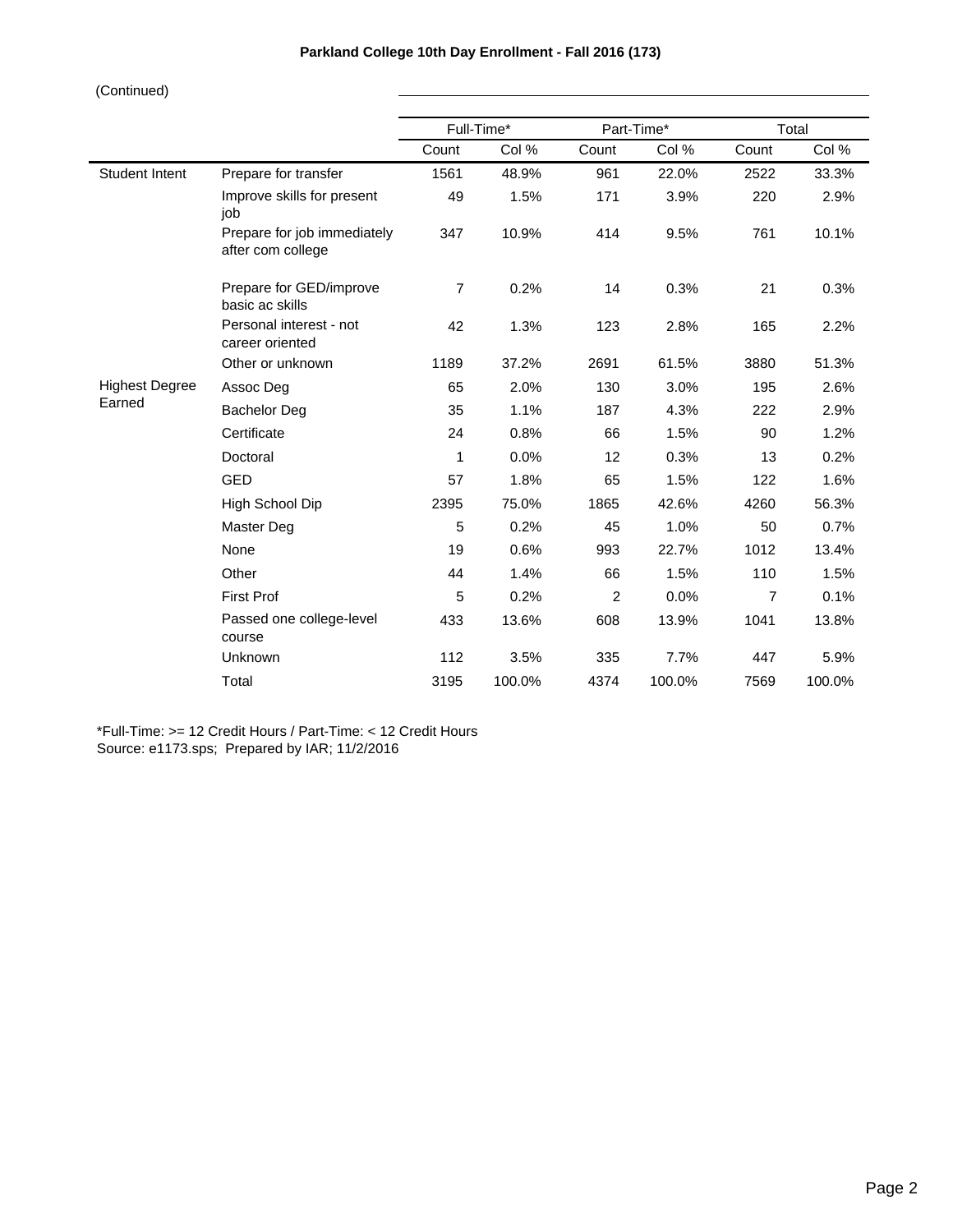**Parkland College 10th Day Enrollment - Fall 2016 (173)**

(Continued)

| | | Full-Time* | | Part-Time* | | Total | |
|---|---|---|---|---|---|---|---|
| | | Count | Col % | Count | Col % | Count | Col % |
| Student Intent | Prepare for transfer | 1561 | 48.9% | 961 | 22.0% | 2522 | 33.3% |
| | Improve skills for present job | 49 | 1.5% | 171 | 3.9% | 220 | 2.9% |
| | Prepare for job immediately after com college | 347 | 10.9% | 414 | 9.5% | 761 | 10.1% |
| | Prepare for GED/improve basic ac skills | 7 | 0.2% | 14 | 0.3% | 21 | 0.3% |
| | Personal interest - not career oriented | 42 | 1.3% | 123 | 2.8% | 165 | 2.2% |
| | Other or unknown | 1189 | 37.2% | 2691 | 61.5% | 3880 | 51.3% |
| Highest Degree Earned | Assoc Deg | 65 | 2.0% | 130 | 3.0% | 195 | 2.6% |
| | Bachelor Deg | 35 | 1.1% | 187 | 4.3% | 222 | 2.9% |
| | Certificate | 24 | 0.8% | 66 | 1.5% | 90 | 1.2% |
| | Doctoral | 1 | 0.0% | 12 | 0.3% | 13 | 0.2% |
| | GED | 57 | 1.8% | 65 | 1.5% | 122 | 1.6% |
| | High School Dip | 2395 | 75.0% | 1865 | 42.6% | 4260 | 56.3% |
| | Master Deg | 5 | 0.2% | 45 | 1.0% | 50 | 0.7% |
| | None | 19 | 0.6% | 993 | 22.7% | 1012 | 13.4% |
| | Other | 44 | 1.4% | 66 | 1.5% | 110 | 1.5% |
| | First Prof | 5 | 0.2% | 2 | 0.0% | 7 | 0.1% |
| | Passed one college-level course | 433 | 13.6% | 608 | 13.9% | 1041 | 13.8% |
| | Unknown | 112 | 3.5% | 335 | 7.7% | 447 | 5.9% |
| | Total | 3195 | 100.0% | 4374 | 100.0% | 7569 | 100.0% |

*Full-Time: >= 12 Credit Hours / Part-Time: < 12 Credit Hours
Source: e1173.sps; Prepared by IAR; 11/2/2016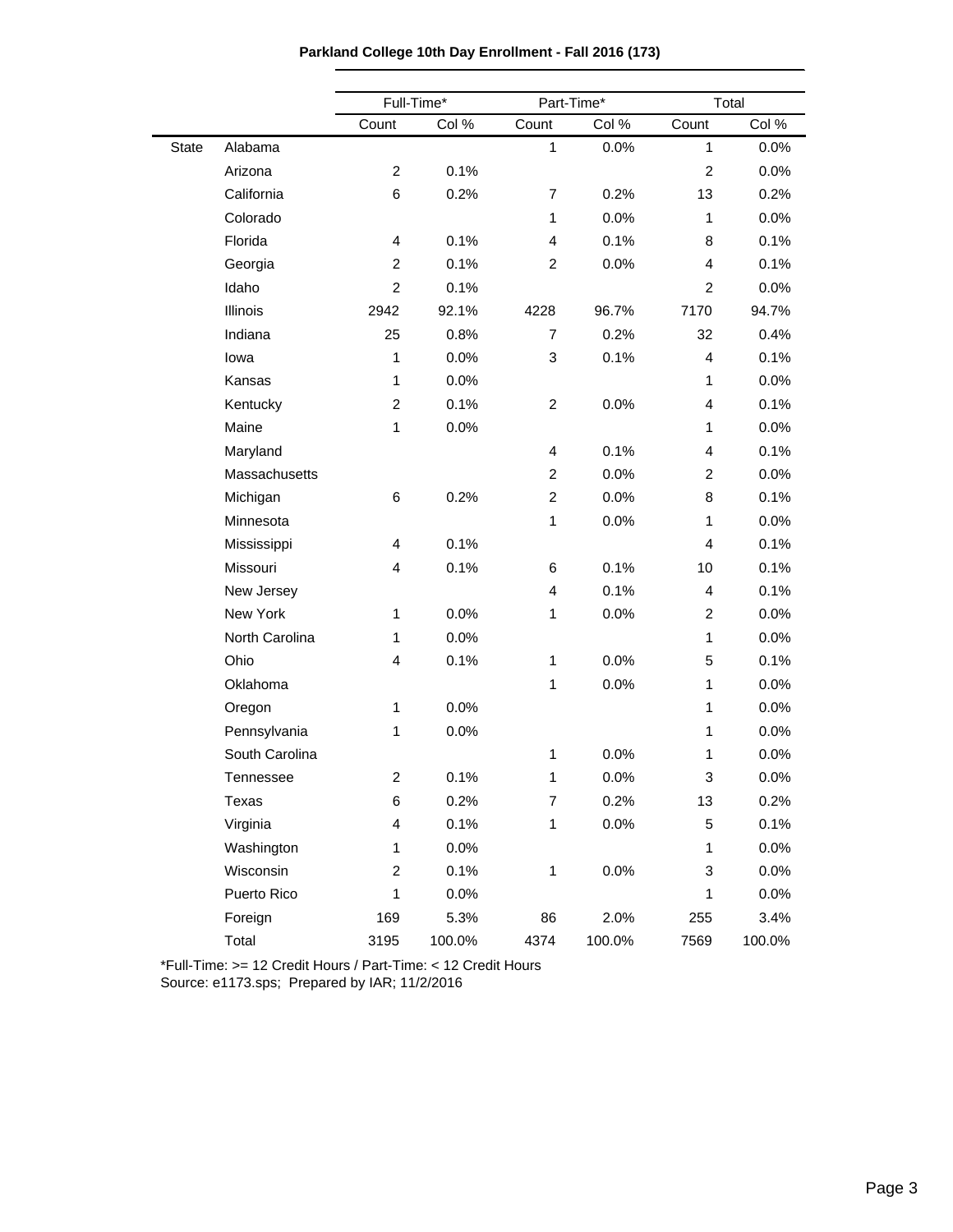**Parkland College 10th Day Enrollment - Fall 2016 (173)**

| | | Full-Time* | | Part-Time* | | Total | |
|---|---|---|---|---|---|---|---|
| | | Count | Col % | Count | Col % | Count | Col % |
| State | Alabama | | | 1 | 0.0% | 1 | 0.0% |
| | Arizona | 2 | 0.1% | | | 2 | 0.0% |
| | California | 6 | 0.2% | 7 | 0.2% | 13 | 0.2% |
| | Colorado | | | 1 | 0.0% | 1 | 0.0% |
| | Florida | 4 | 0.1% | 4 | 0.1% | 8 | 0.1% |
| | Georgia | 2 | 0.1% | 2 | 0.0% | 4 | 0.1% |
| | Idaho | 2 | 0.1% | | | 2 | 0.0% |
| | Illinois | 2942 | 92.1% | 4228 | 96.7% | 7170 | 94.7% |
| | Indiana | 25 | 0.8% | 7 | 0.2% | 32 | 0.4% |
| | Iowa | 1 | 0.0% | 3 | 0.1% | 4 | 0.1% |
| | Kansas | 1 | 0.0% | | | 1 | 0.0% |
| | Kentucky | 2 | 0.1% | 2 | 0.0% | 4 | 0.1% |
| | Maine | 1 | 0.0% | | | 1 | 0.0% |
| | Maryland | | | 4 | 0.1% | 4 | 0.1% |
| | Massachusetts | | | 2 | 0.0% | 2 | 0.0% |
| | Michigan | 6 | 0.2% | 2 | 0.0% | 8 | 0.1% |
| | Minnesota | | | 1 | 0.0% | 1 | 0.0% |
| | Mississippi | 4 | 0.1% | | | 4 | 0.1% |
| | Missouri | 4 | 0.1% | 6 | 0.1% | 10 | 0.1% |
| | New Jersey | | | 4 | 0.1% | 4 | 0.1% |
| | New York | 1 | 0.0% | 1 | 0.0% | 2 | 0.0% |
| | North Carolina | 1 | 0.0% | | | 1 | 0.0% |
| | Ohio | 4 | 0.1% | 1 | 0.0% | 5 | 0.1% |
| | Oklahoma | | | 1 | 0.0% | 1 | 0.0% |
| | Oregon | 1 | 0.0% | | | 1 | 0.0% |
| | Pennsylvania | 1 | 0.0% | | | 1 | 0.0% |
| | South Carolina | | | 1 | 0.0% | 1 | 0.0% |
| | Tennessee | 2 | 0.1% | 1 | 0.0% | 3 | 0.0% |
| | Texas | 6 | 0.2% | 7 | 0.2% | 13 | 0.2% |
| | Virginia | 4 | 0.1% | 1 | 0.0% | 5 | 0.1% |
| | Washington | 1 | 0.0% | | | 1 | 0.0% |
| | Wisconsin | 2 | 0.1% | 1 | 0.0% | 3 | 0.0% |
| | Puerto Rico | 1 | 0.0% | | | 1 | 0.0% |
| | Foreign | 169 | 5.3% | 86 | 2.0% | 255 | 3.4% |
| | Total | 3195 | 100.0% | 4374 | 100.0% | 7569 | 100.0% |

*Full-Time: >= 12 Credit Hours / Part-Time: < 12 Credit Hours
Source: e1173.sps; Prepared by IAR; 11/2/2016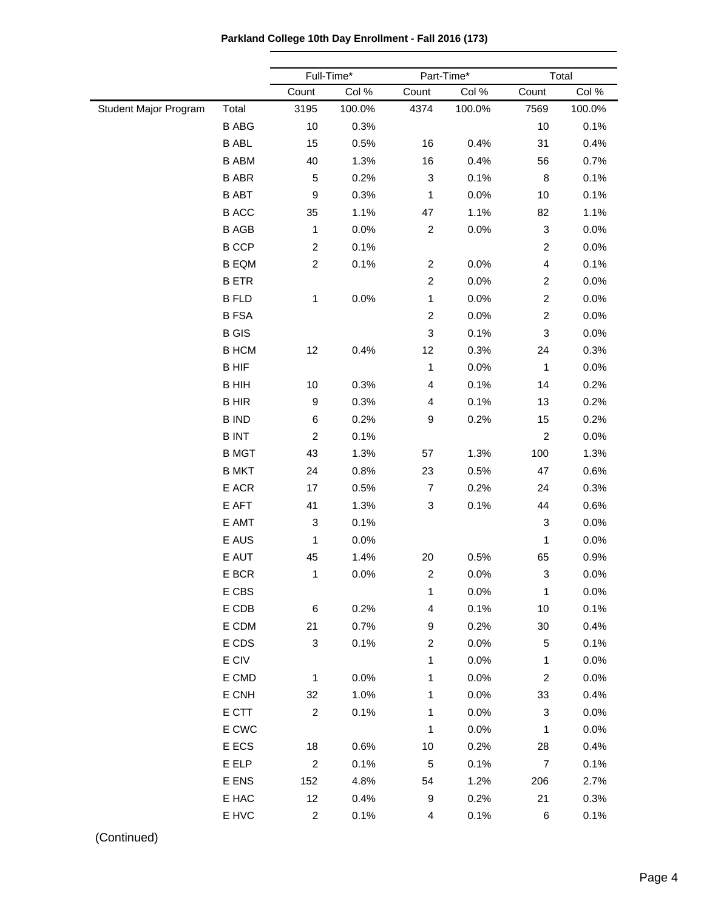**Parkland College 10th Day Enrollment - Fall 2016 (173)**

| | | Full-Time* | | Part-Time* | | Total | |
|---|---|---|---|---|---|---|---|
| | | Count | Col % | Count | Col % | Count | Col % |
| Student Major Program | Total | 3195 | 100.0% | 4374 | 100.0% | 7569 | 100.0% |
| | B ABG | 10 | 0.3% | | | 10 | 0.1% |
| | B ABL | 15 | 0.5% | 16 | 0.4% | 31 | 0.4% |
| | B ABM | 40 | 1.3% | 16 | 0.4% | 56 | 0.7% |
| | B ABR | 5 | 0.2% | 3 | 0.1% | 8 | 0.1% |
| | B ABT | 9 | 0.3% | 1 | 0.0% | 10 | 0.1% |
| | B ACC | 35 | 1.1% | 47 | 1.1% | 82 | 1.1% |
| | B AGB | 1 | 0.0% | 2 | 0.0% | 3 | 0.0% |
| | B CCP | 2 | 0.1% | | | 2 | 0.0% |
| | B EQM | 2 | 0.1% | 2 | 0.0% | 4 | 0.1% |
| | B ETR | | | 2 | 0.0% | 2 | 0.0% |
| | B FLD | 1 | 0.0% | 1 | 0.0% | 2 | 0.0% |
| | B FSA | | | 2 | 0.0% | 2 | 0.0% |
| | B GIS | | | 3 | 0.1% | 3 | 0.0% |
| | B HCM | 12 | 0.4% | 12 | 0.3% | 24 | 0.3% |
| | B HIF | | | 1 | 0.0% | 1 | 0.0% |
| | B HIH | 10 | 0.3% | 4 | 0.1% | 14 | 0.2% |
| | B HIR | 9 | 0.3% | 4 | 0.1% | 13 | 0.2% |
| | B IND | 6 | 0.2% | 9 | 0.2% | 15 | 0.2% |
| | B INT | 2 | 0.1% | | | 2 | 0.0% |
| | B MGT | 43 | 1.3% | 57 | 1.3% | 100 | 1.3% |
| | B MKT | 24 | 0.8% | 23 | 0.5% | 47 | 0.6% |
| | E ACR | 17 | 0.5% | 7 | 0.2% | 24 | 0.3% |
| | E AFT | 41 | 1.3% | 3 | 0.1% | 44 | 0.6% |
| | E AMT | 3 | 0.1% | | | 3 | 0.0% |
| | E AUS | 1 | 0.0% | | | 1 | 0.0% |
| | E AUT | 45 | 1.4% | 20 | 0.5% | 65 | 0.9% |
| | E BCR | 1 | 0.0% | 2 | 0.0% | 3 | 0.0% |
| | E CBS | | | 1 | 0.0% | 1 | 0.0% |
| | E CDB | 6 | 0.2% | 4 | 0.1% | 10 | 0.1% |
| | E CDM | 21 | 0.7% | 9 | 0.2% | 30 | 0.4% |
| | E CDS | 3 | 0.1% | 2 | 0.0% | 5 | 0.1% |
| | E CIV | | | 1 | 0.0% | 1 | 0.0% |
| | E CMD | 1 | 0.0% | 1 | 0.0% | 2 | 0.0% |
| | E CNH | 32 | 1.0% | 1 | 0.0% | 33 | 0.4% |
| | E CTT | 2 | 0.1% | 1 | 0.0% | 3 | 0.0% |
| | E CWC | | | 1 | 0.0% | 1 | 0.0% |
| | E ECS | 18 | 0.6% | 10 | 0.2% | 28 | 0.4% |
| | E ELP | 2 | 0.1% | 5 | 0.1% | 7 | 0.1% |
| | E ENS | 152 | 4.8% | 54 | 1.2% | 206 | 2.7% |
| | E HAC | 12 | 0.4% | 9 | 0.2% | 21 | 0.3% |
| | E HVC | 2 | 0.1% | 4 | 0.1% | 6 | 0.1% |

(Continued)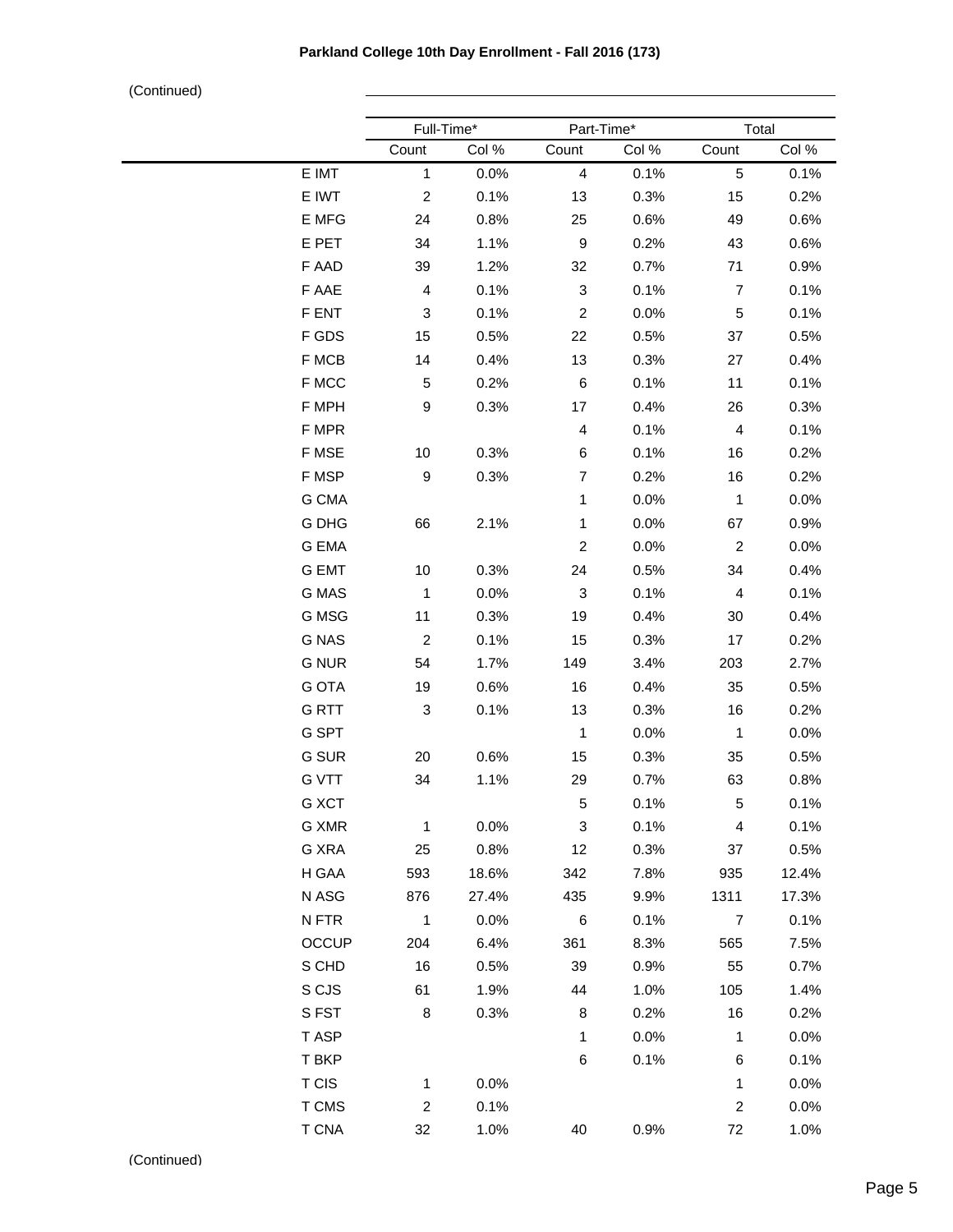**Parkland College 10th Day Enrollment - Fall 2016 (173)**

(Continued)

| | Full-Time* | | Part-Time* | | Total | |
|---|---|---|---|---|---|---|
| | Count | Col % | Count | Col % | Count | Col % |
| E IMT | 1 | 0.0% | 4 | 0.1% | 5 | 0.1% |
| E IWT | 2 | 0.1% | 13 | 0.3% | 15 | 0.2% |
| E MFG | 24 | 0.8% | 25 | 0.6% | 49 | 0.6% |
| E PET | 34 | 1.1% | 9 | 0.2% | 43 | 0.6% |
| F AAD | 39 | 1.2% | 32 | 0.7% | 71 | 0.9% |
| F AAE | 4 | 0.1% | 3 | 0.1% | 7 | 0.1% |
| F ENT | 3 | 0.1% | 2 | 0.0% | 5 | 0.1% |
| F GDS | 15 | 0.5% | 22 | 0.5% | 37 | 0.5% |
| F MCB | 14 | 0.4% | 13 | 0.3% | 27 | 0.4% |
| F MCC | 5 | 0.2% | 6 | 0.1% | 11 | 0.1% |
| F MPH | 9 | 0.3% | 17 | 0.4% | 26 | 0.3% |
| F MPR | | | 4 | 0.1% | 4 | 0.1% |
| F MSE | 10 | 0.3% | 6 | 0.1% | 16 | 0.2% |
| F MSP | 9 | 0.3% | 7 | 0.2% | 16 | 0.2% |
| G CMA | | | 1 | 0.0% | 1 | 0.0% |
| G DHG | 66 | 2.1% | 1 | 0.0% | 67 | 0.9% |
| G EMA | | | 2 | 0.0% | 2 | 0.0% |
| G EMT | 10 | 0.3% | 24 | 0.5% | 34 | 0.4% |
| G MAS | 1 | 0.0% | 3 | 0.1% | 4 | 0.1% |
| G MSG | 11 | 0.3% | 19 | 0.4% | 30 | 0.4% |
| G NAS | 2 | 0.1% | 15 | 0.3% | 17 | 0.2% |
| G NUR | 54 | 1.7% | 149 | 3.4% | 203 | 2.7% |
| G OTA | 19 | 0.6% | 16 | 0.4% | 35 | 0.5% |
| G RTT | 3 | 0.1% | 13 | 0.3% | 16 | 0.2% |
| G SPT | | | 1 | 0.0% | 1 | 0.0% |
| G SUR | 20 | 0.6% | 15 | 0.3% | 35 | 0.5% |
| G VTT | 34 | 1.1% | 29 | 0.7% | 63 | 0.8% |
| G XCT | | | 5 | 0.1% | 5 | 0.1% |
| G XMR | 1 | 0.0% | 3 | 0.1% | 4 | 0.1% |
| G XRA | 25 | 0.8% | 12 | 0.3% | 37 | 0.5% |
| H GAA | 593 | 18.6% | 342 | 7.8% | 935 | 12.4% |
| N ASG | 876 | 27.4% | 435 | 9.9% | 1311 | 17.3% |
| N FTR | 1 | 0.0% | 6 | 0.1% | 7 | 0.1% |
| OCCUP | 204 | 6.4% | 361 | 8.3% | 565 | 7.5% |
| S CHD | 16 | 0.5% | 39 | 0.9% | 55 | 0.7% |
| S CJS | 61 | 1.9% | 44 | 1.0% | 105 | 1.4% |
| S FST | 8 | 0.3% | 8 | 0.2% | 16 | 0.2% |
| T ASP | | | 1 | 0.0% | 1 | 0.0% |
| T BKP | | | 6 | 0.1% | 6 | 0.1% |
| T CIS | 1 | 0.0% | | | 1 | 0.0% |
| T CMS | 2 | 0.1% | | | 2 | 0.0% |
| T CNA | 32 | 1.0% | 40 | 0.9% | 72 | 1.0% |

(Continued)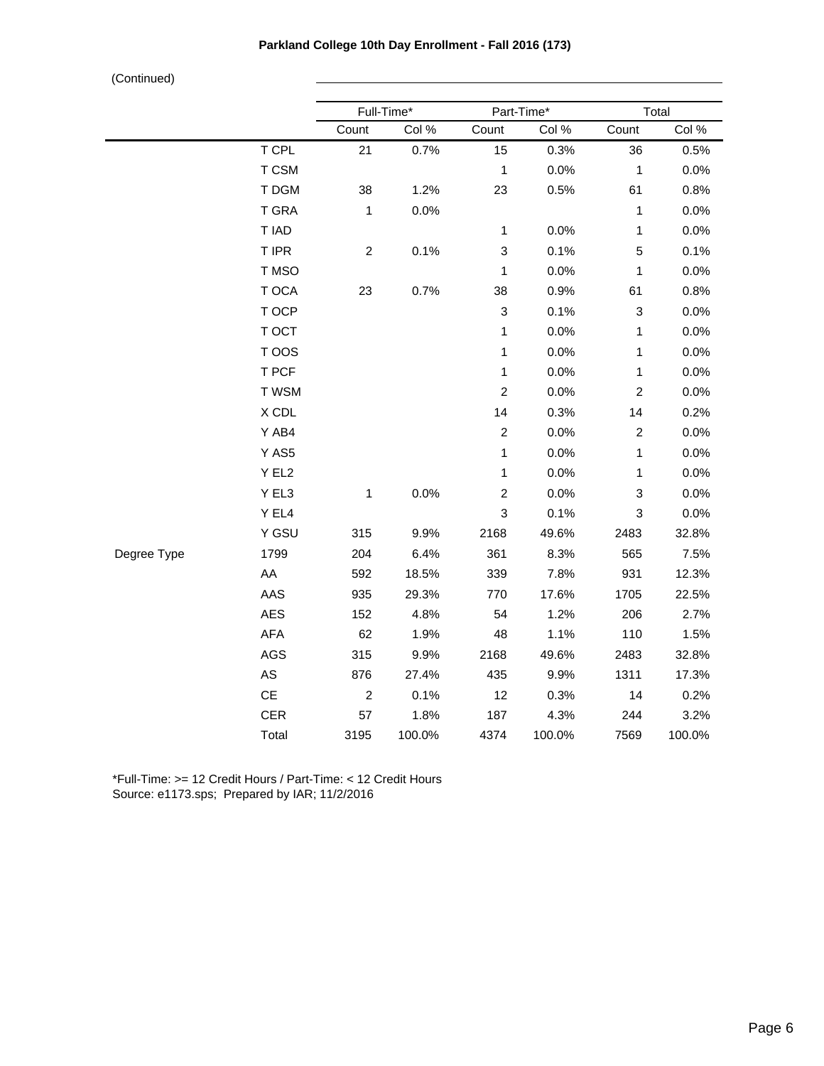**Parkland College 10th Day Enrollment - Fall 2016 (173)**

(Continued)

| | | Full-Time* | | Part-Time* | | Total | |
|---|---|---|---|---|---|---|---|
| | | Count | Col % | Count | Col % | Count | Col % |
| | T CPL | 21 | 0.7% | 15 | 0.3% | 36 | 0.5% |
| | T CSM | | | 1 | 0.0% | 1 | 0.0% |
| | T DGM | 38 | 1.2% | 23 | 0.5% | 61 | 0.8% |
| | T GRA | 1 | 0.0% | | | 1 | 0.0% |
| | T IAD | | | 1 | 0.0% | 1 | 0.0% |
| | T IPR | 2 | 0.1% | 3 | 0.1% | 5 | 0.1% |
| | T MSO | | | 1 | 0.0% | 1 | 0.0% |
| | T OCA | 23 | 0.7% | 38 | 0.9% | 61 | 0.8% |
| | T OCP | | | 3 | 0.1% | 3 | 0.0% |
| | T OCT | | | 1 | 0.0% | 1 | 0.0% |
| | T OOS | | | 1 | 0.0% | 1 | 0.0% |
| | T PCF | | | 1 | 0.0% | 1 | 0.0% |
| | T WSM | | | 2 | 0.0% | 2 | 0.0% |
| | X CDL | | | 14 | 0.3% | 14 | 0.2% |
| | Y AB4 | | | 2 | 0.0% | 2 | 0.0% |
| | Y AS5 | | | 1 | 0.0% | 1 | 0.0% |
| | Y EL2 | | | 1 | 0.0% | 1 | 0.0% |
| | Y EL3 | 1 | 0.0% | 2 | 0.0% | 3 | 0.0% |
| | Y EL4 | | | 3 | 0.1% | 3 | 0.0% |
| | Y GSU | 315 | 9.9% | 2168 | 49.6% | 2483 | 32.8% |
| Degree Type | 1799 | 204 | 6.4% | 361 | 8.3% | 565 | 7.5% |
| | AA | 592 | 18.5% | 339 | 7.8% | 931 | 12.3% |
| | AAS | 935 | 29.3% | 770 | 17.6% | 1705 | 22.5% |
| | AES | 152 | 4.8% | 54 | 1.2% | 206 | 2.7% |
| | AFA | 62 | 1.9% | 48 | 1.1% | 110 | 1.5% |
| | AGS | 315 | 9.9% | 2168 | 49.6% | 2483 | 32.8% |
| | AS | 876 | 27.4% | 435 | 9.9% | 1311 | 17.3% |
| | CE | 2 | 0.1% | 12 | 0.3% | 14 | 0.2% |
| | CER | 57 | 1.8% | 187 | 4.3% | 244 | 3.2% |
| | Total | 3195 | 100.0% | 4374 | 100.0% | 7569 | 100.0% |

*Full-Time: >= 12 Credit Hours / Part-Time: < 12 Credit Hours
Source: e1173.sps; Prepared by IAR; 11/2/2016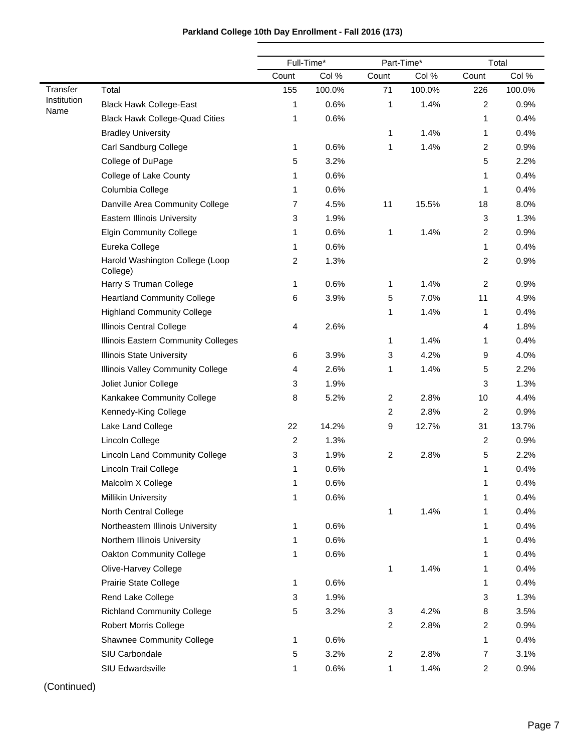**Parkland College 10th Day Enrollment - Fall 2016 (173)**

| | | Full-Time* | | Part-Time* | | Total | |
|---|---|---|---|---|---|---|---|
| | | Count | Col % | Count | Col % | Count | Col % |
| Transfer Institution Name | Total | 155 | 100.0% | 71 | 100.0% | 226 | 100.0% |
| | Black Hawk College-East | 1 | 0.6% | 1 | 1.4% | 2 | 0.9% |
| | Black Hawk College-Quad Cities | 1 | 0.6% | | | 1 | 0.4% |
| | Bradley University | | | 1 | 1.4% | 1 | 0.4% |
| | Carl Sandburg College | 1 | 0.6% | 1 | 1.4% | 2 | 0.9% |
| | College of DuPage | 5 | 3.2% | | | 5 | 2.2% |
| | College of Lake County | 1 | 0.6% | | | 1 | 0.4% |
| | Columbia College | 1 | 0.6% | | | 1 | 0.4% |
| | Danville Area Community College | 7 | 4.5% | 11 | 15.5% | 18 | 8.0% |
| | Eastern Illinois University | 3 | 1.9% | | | 3 | 1.3% |
| | Elgin Community College | 1 | 0.6% | 1 | 1.4% | 2 | 0.9% |
| | Eureka College | 1 | 0.6% | | | 1 | 0.4% |
| | Harold Washington College (Loop College) | 2 | 1.3% | | | 2 | 0.9% |
| | Harry S Truman College | 1 | 0.6% | 1 | 1.4% | 2 | 0.9% |
| | Heartland Community College | 6 | 3.9% | 5 | 7.0% | 11 | 4.9% |
| | Highland Community College | | | 1 | 1.4% | 1 | 0.4% |
| | Illinois Central College | 4 | 2.6% | | | 4 | 1.8% |
| | Illinois Eastern Community Colleges | | | 1 | 1.4% | 1 | 0.4% |
| | Illinois State University | 6 | 3.9% | 3 | 4.2% | 9 | 4.0% |
| | Illinois Valley Community College | 4 | 2.6% | 1 | 1.4% | 5 | 2.2% |
| | Joliet Junior College | 3 | 1.9% | | | 3 | 1.3% |
| | Kankakee Community College | 8 | 5.2% | 2 | 2.8% | 10 | 4.4% |
| | Kennedy-King College | | | 2 | 2.8% | 2 | 0.9% |
| | Lake Land College | 22 | 14.2% | 9 | 12.7% | 31 | 13.7% |
| | Lincoln College | 2 | 1.3% | | | 2 | 0.9% |
| | Lincoln Land Community College | 3 | 1.9% | 2 | 2.8% | 5 | 2.2% |
| | Lincoln Trail College | 1 | 0.6% | | | 1 | 0.4% |
| | Malcolm X College | 1 | 0.6% | | | 1 | 0.4% |
| | Millikin University | 1 | 0.6% | | | 1 | 0.4% |
| | North Central College | | | 1 | 1.4% | 1 | 0.4% |
| | Northeastern Illinois University | 1 | 0.6% | | | 1 | 0.4% |
| | Northern Illinois University | 1 | 0.6% | | | 1 | 0.4% |
| | Oakton Community College | 1 | 0.6% | | | 1 | 0.4% |
| | Olive-Harvey College | | | 1 | 1.4% | 1 | 0.4% |
| | Prairie State College | 1 | 0.6% | | | 1 | 0.4% |
| | Rend Lake College | 3 | 1.9% | | | 3 | 1.3% |
| | Richland Community College | 5 | 3.2% | 3 | 4.2% | 8 | 3.5% |
| | Robert Morris College | | | 2 | 2.8% | 2 | 0.9% |
| | Shawnee Community College | 1 | 0.6% | | | 1 | 0.4% |
| | SIU Carbondale | 5 | 3.2% | 2 | 2.8% | 7 | 3.1% |
| | SIU Edwardsville | 1 | 0.6% | 1 | 1.4% | 2 | 0.9% |

(Continued)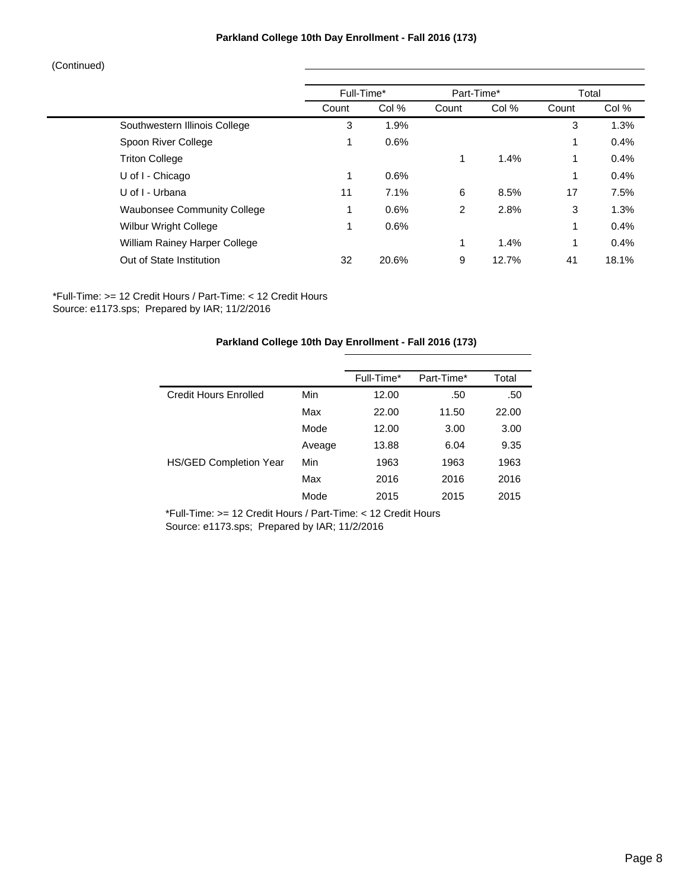**Parkland College 10th Day Enrollment - Fall 2016 (173)**

(Continued)

| | Full-Time* | | Part-Time* | | Total | |
|---|---|---|---|---|---|---|
| | Count | Col % | Count | Col % | Count | Col % |
| Southwestern Illinois College | 3 | 1.9% | | | 3 | 1.3% |
| Spoon River College | 1 | 0.6% | | | 1 | 0.4% |
| Triton College | | | 1 | 1.4% | 1 | 0.4% |
| U of I - Chicago | 1 | 0.6% | | | 1 | 0.4% |
| U of I - Urbana | 11 | 7.1% | 6 | 8.5% | 17 | 7.5% |
| Waubonsee Community College | 1 | 0.6% | 2 | 2.8% | 3 | 1.3% |
| Wilbur Wright College | 1 | 0.6% | | | 1 | 0.4% |
| William Rainey Harper College | | | 1 | 1.4% | 1 | 0.4% |
| Out of State Institution | 32 | 20.6% | 9 | 12.7% | 41 | 18.1% |

*Full-Time: >= 12 Credit Hours / Part-Time: < 12 Credit Hours
Source: e1173.sps; Prepared by IAR; 11/2/2016

**Parkland College 10th Day Enrollment - Fall 2016 (173)**

| | | Full-Time* | Part-Time* | Total |
|---|---|---|---|---|
| Credit Hours Enrolled | Min | 12.00 | .50 | .50 |
| | Max | 22.00 | 11.50 | 22.00 |
| | Mode | 12.00 | 3.00 | 3.00 |
| | Aveage | 13.88 | 6.04 | 9.35 |
| HS/GED Completion Year | Min | 1963 | 1963 | 1963 |
| | Max | 2016 | 2016 | 2016 |
| | Mode | 2015 | 2015 | 2015 |

*Full-Time: >= 12 Credit Hours / Part-Time: < 12 Credit Hours
Source: e1173.sps; Prepared by IAR; 11/2/2016